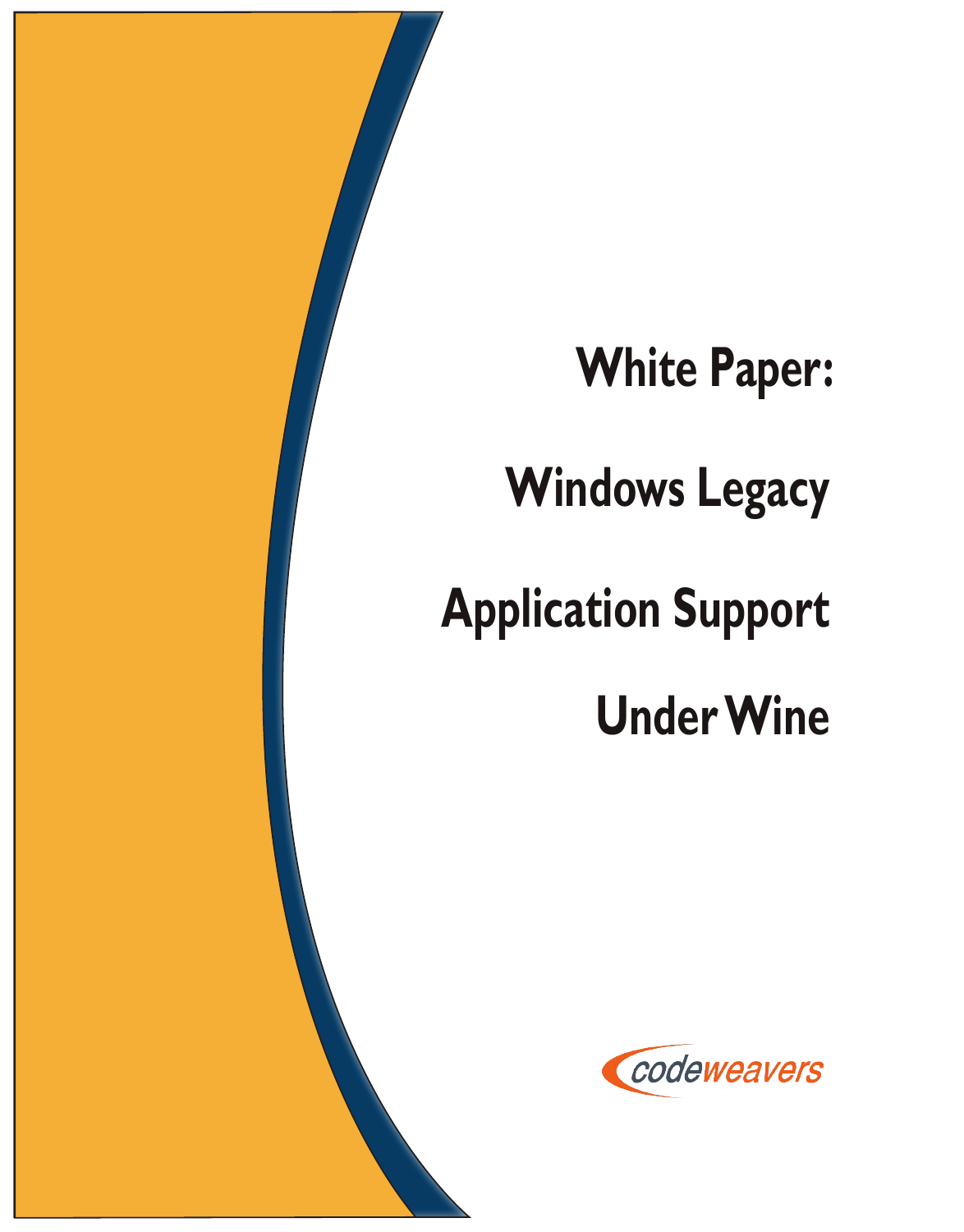# White Paper:

# Windows Legacy Application Support Under Wine

codeweavers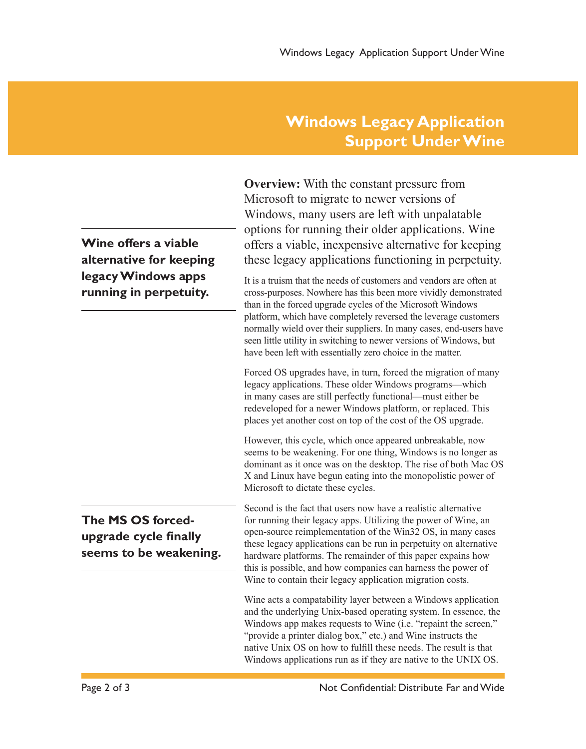# Windows Legacy Application Support Under Wine

**Wine offers a viable alternative for keeping legacy Windows apps running in perpetuity.**

**Overview:** With the constant pressure from Microsoft to migrate to newer versions of Windows, many users are left with unpalatable options for running their older applications. Wine offers a viable, inexpensive alternative for keeping these legacy applications functioning in perpetuity.

It is a truism that the needs of customers and vendors are often at cross-purposes. Nowhere has this been more vividly demonstrated than in the forced upgrade cycles of the Microsoft Windows platform, which have completely reversed the leverage customers normally wield over their suppliers. In many cases, end-users have seen little utility in switching to newer versions of Windows, but have been left with essentially zero choice in the matter.

Forced OS upgrades have, in turn, forced the migration of many legacy applications. These older Windows programs—which in many cases are still perfectly functional—must either be redeveloped for a newer Windows platform, or replaced. This places yet another cost on top of the cost of the OS upgrade.

However, this cycle, which once appeared unbreakable, now seems to be weakening. For one thing, Windows is no longer as dominant as it once was on the desktop. The rise of both Mac OS X and Linux have begun eating into the monopolistic power of Microsoft to dictate these cycles.

**The MS OS forced-upgrade cycle finally seems to be weakening.**

Second is the fact that users now have a realistic alternative for running their legacy apps. Utilizing the power of Wine, an open-source reimplementation of the Win32 OS, in many cases these legacy applications can be run in perpetuity on alternative hardware platforms. The remainder of this paper expains how this is possible, and how companies can harness the power of Wine to contain their legacy application migration costs.

Wine acts a compatability layer between a Windows application and the underlying Unix-based operating system. In essence, the Windows app makes requests to Wine (i.e. "repaint the screen," "provide a printer dialog box," etc.) and Wine instructs the native Unix OS on how to fulfill these needs. The result is that Windows applications run as if they are native to the UNIX OS.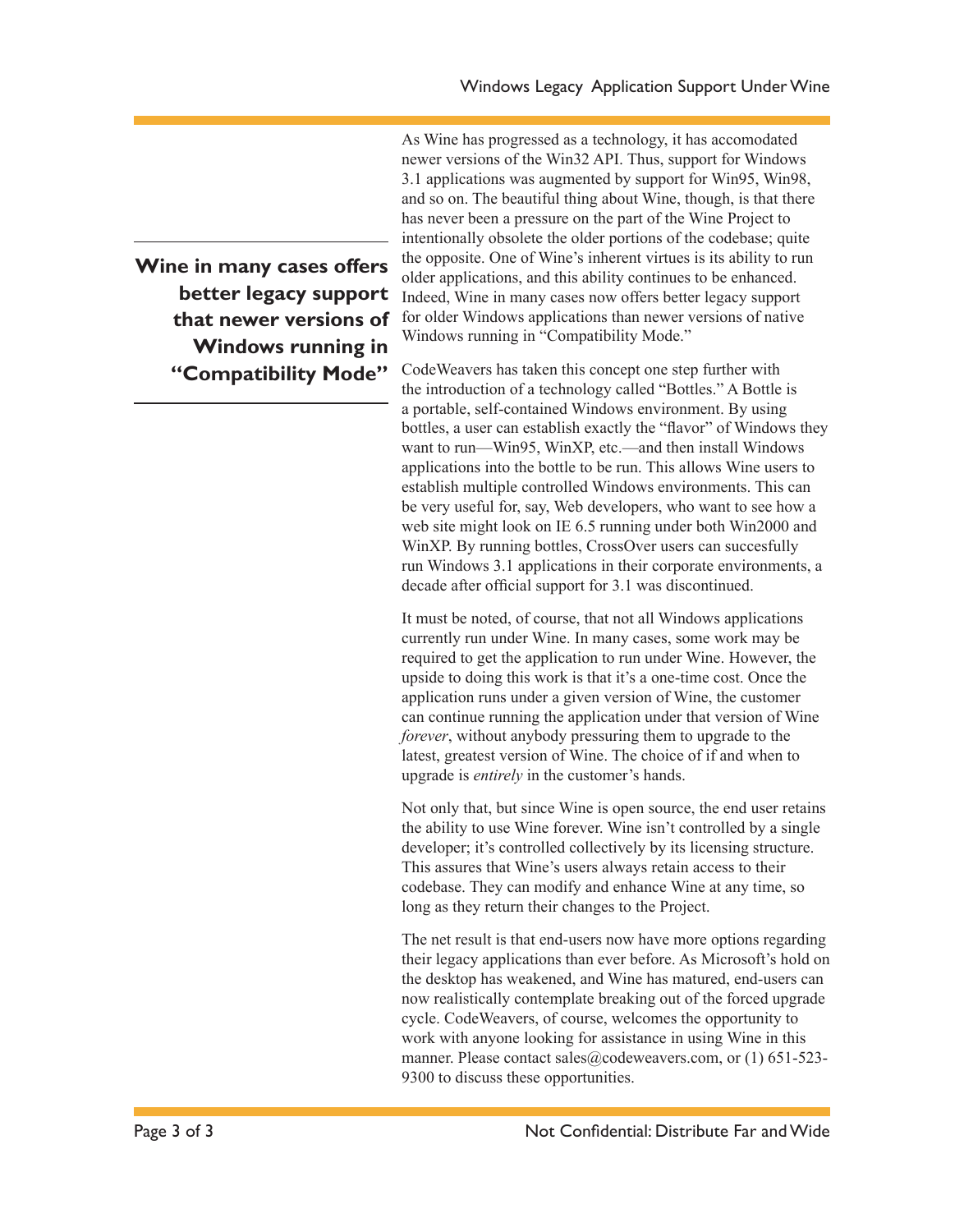As Wine has progressed as a technology, it has accomodated newer versions of the Win32 API. Thus, support for Windows 3.1 applications was augmented by support for Win95, Win98, and so on. The beautiful thing about Wine, though, is that there has never been a pressure on the part of the Wine Project to intentionally obsolete the older portions of the codebase; quite the opposite. One of Wine's inherent virtues is its ability to run older applications, and this ability continues to be enhanced. Indeed, Wine in many cases now offers better legacy support for older Windows applications than newer versions of native Windows running in "Compatibility Mode."

> **Wine in many cases offers better legacy support that newer versions of Windows running in "Compatibility Mode"**

CodeWeavers has taken this concept one step further with the introduction of a technology called "Bottles." A Bottle is a portable, self-contained Windows environment. By using bottles, a user can establish exactly the "flavor" of Windows they want to run—Win95, WinXP, etc.—and then install Windows applications into the bottle to be run. This allows Wine users to establish multiple controlled Windows environments. This can be very useful for, say, Web developers, who want to see how a web site might look on IE 6.5 running under both Win2000 and WinXP. By running bottles, CrossOver users can succesfully run Windows 3.1 applications in their corporate environments, a decade after official support for 3.1 was discontinued.

It must be noted, of course, that not all Windows applications currently run under Wine. In many cases, some work may be required to get the application to run under Wine. However, the upside to doing this work is that it's a one-time cost. Once the application runs under a given version of Wine, the customer can continue running the application under that version of Wine *forever*, without anybody pressuring them to upgrade to the latest, greatest version of Wine. The choice of if and when to upgrade is *entirely* in the customer's hands.

Not only that, but since Wine is open source, the end user retains the ability to use Wine forever. Wine isn't controlled by a single developer; it's controlled collectively by its licensing structure. This assures that Wine's users always retain access to their codebase. They can modify and enhance Wine at any time, so long as they return their changes to the Project.

The net result is that end-users now have more options regarding their legacy applications than ever before. As Microsoft's hold on the desktop has weakened, and Wine has matured, end-users can now realistically contemplate breaking out of the forced upgrade cycle. CodeWeavers, of course, welcomes the opportunity to work with anyone looking for assistance in using Wine in this manner. Please contact sales@codeweavers.com, or (1) 651-523-9300 to discuss these opportunities.